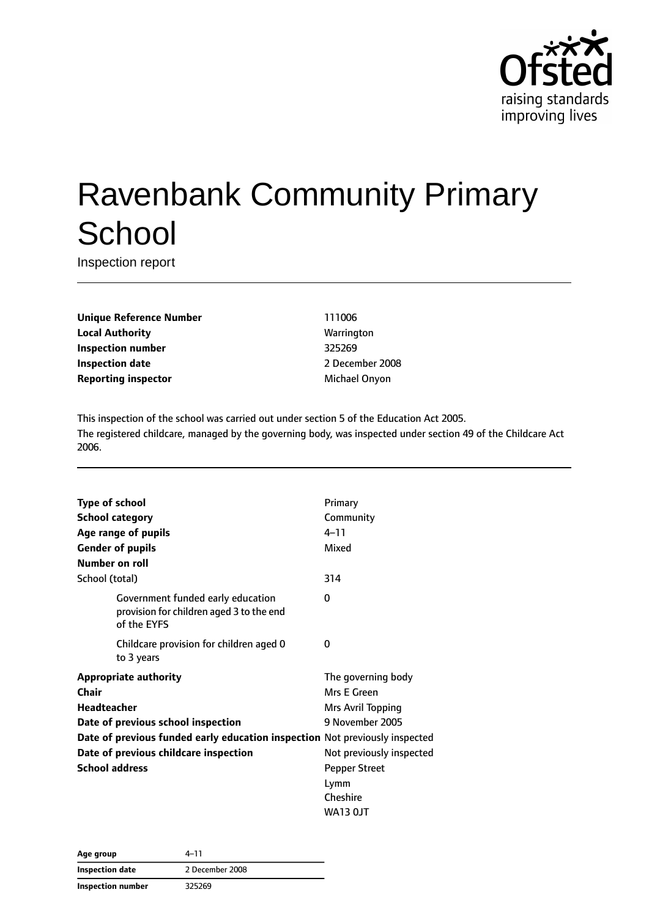# Ravenbank Community Primary School

Inspection report

| | |
|---|---|
| **Unique Reference Number** | 111006 |
| **Local Authority** | Warrington |
| **Inspection number** | 325269 |
| **Inspection date** | 2 December 2008 |
| **Reporting inspector** | Michael Onyon |

This inspection of the school was carried out under section 5 of the Education Act 2005.

The registered childcare, managed by the governing body, was inspected under section 49 of the Childcare Act 2006.

| | |
|---|---|
| **Type of school** | Primary |
| **School category** | Community |
| **Age range of pupils** | 4–11 |
| **Gender of pupils** | Mixed |
| **Number on roll** | |
| School (total) | 314 |
| Government funded early education provision for children aged 3 to the end of the EYFS | 0 |
| Childcare provision for children aged 0 to 3 years | 0 |
| **Appropriate authority** | The governing body |
| **Chair** | Mrs E Green |
| **Headteacher** | Mrs Avril Topping |
| **Date of previous school inspection** | 9 November 2005 |
| **Date of previous funded early education inspection** | Not previously inspected |
| **Date of previous childcare inspection** | Not previously inspected |
| **School address** | Pepper Street<br>Lymm<br>Cheshire<br>WA13 0JT |

| | |
|---|---|
| **Age group** | 4–11 |
| **Inspection date** | 2 December 2008 |
| **Inspection number** | 325269 |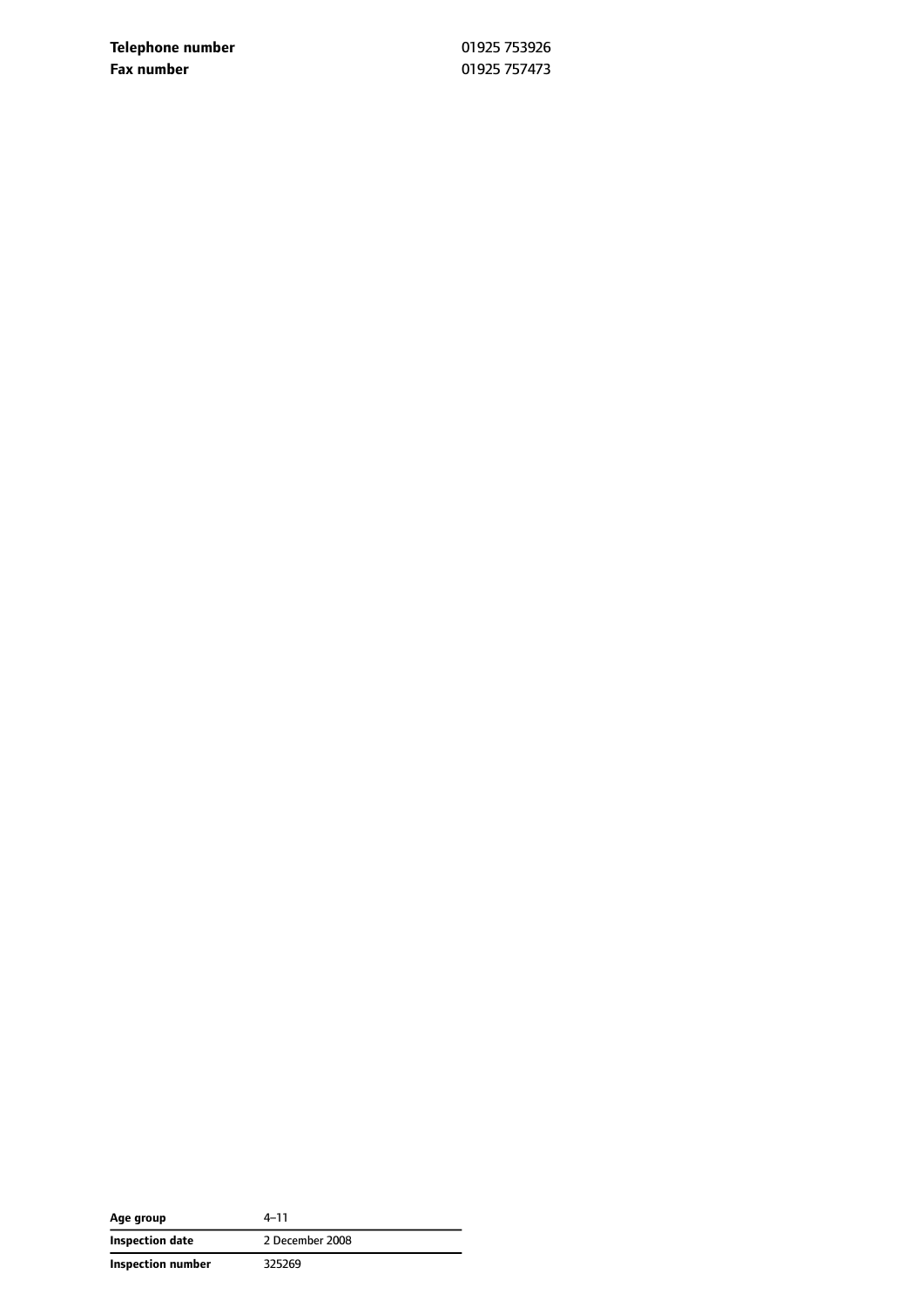| | |
|---|---|
| **Telephone number** | 01925 753926 |
| **Fax number** | 01925 757473 |

| | |
|---|---|
| **Age group** | 4–11 |
| **Inspection date** | 2 December 2008 |
| **Inspection number** | 325269 |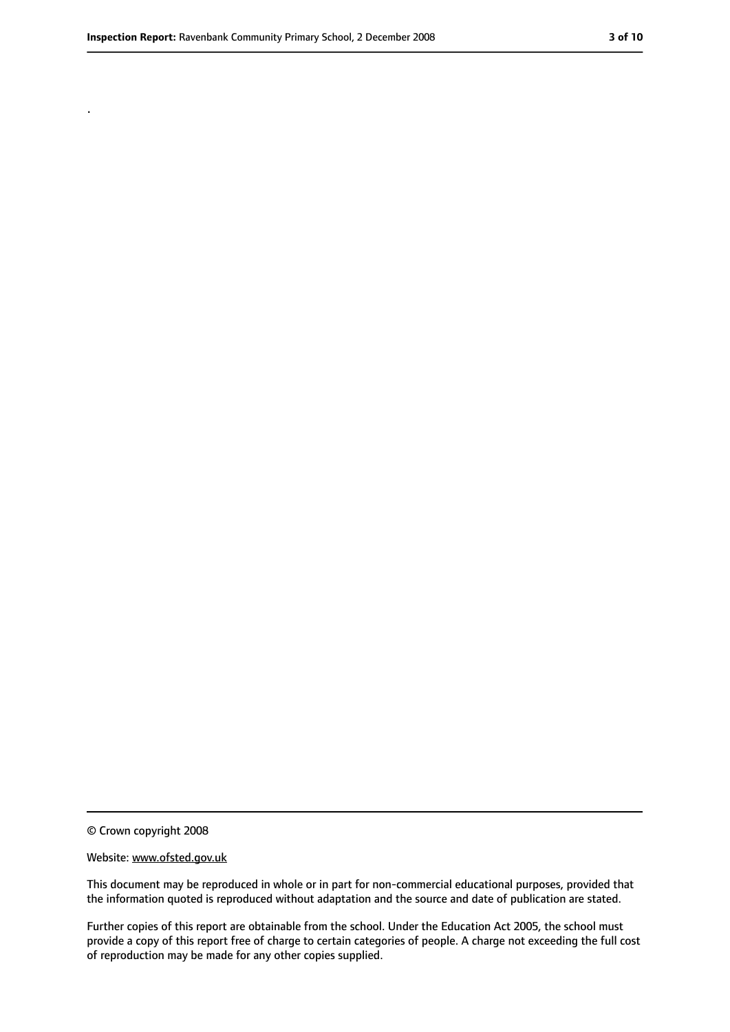.

© Crown copyright 2008

Website: www.ofsted.gov.uk

This document may be reproduced in whole or in part for non-commercial educational purposes, provided that the information quoted is reproduced without adaptation and the source and date of publication are stated.

Further copies of this report are obtainable from the school. Under the Education Act 2005, the school must provide a copy of this report free of charge to certain categories of people. A charge not exceeding the full cost of reproduction may be made for any other copies supplied.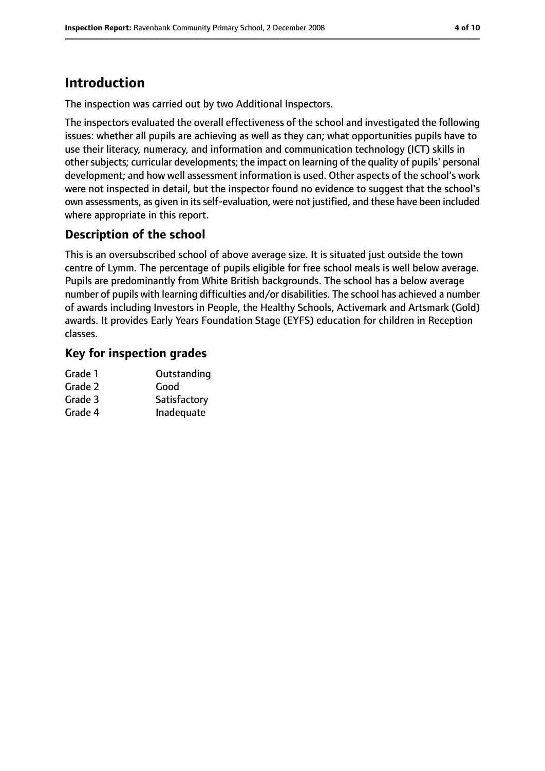# Introduction

The inspection was carried out by two Additional Inspectors.

The inspectors evaluated the overall effectiveness of the school and investigated the following issues: whether all pupils are achieving as well as they can; what opportunities pupils have to use their literacy, numeracy, and information and communication technology (ICT) skills in other subjects; curricular developments; the impact on learning of the quality of pupils' personal development; and how well assessment information is used. Other aspects of the school's work were not inspected in detail, but the inspector found no evidence to suggest that the school's own assessments, as given in its self-evaluation, were not justified, and these have been included where appropriate in this report.

## Description of the school

This is an oversubscribed school of above average size. It is situated just outside the town centre of Lymm. The percentage of pupils eligible for free school meals is well below average. Pupils are predominantly from White British backgrounds. The school has a below average number of pupils with learning difficulties and/or disabilities. The school has achieved a number of awards including Investors in People, the Healthy Schools, Activemark and Artsmark (Gold) awards. It provides Early Years Foundation Stage (EYFS) education for children in Reception classes.

## Key for inspection grades

| | |
|---|---|
| Grade 1 | Outstanding |
| Grade 2 | Good |
| Grade 3 | Satisfactory |
| Grade 4 | Inadequate |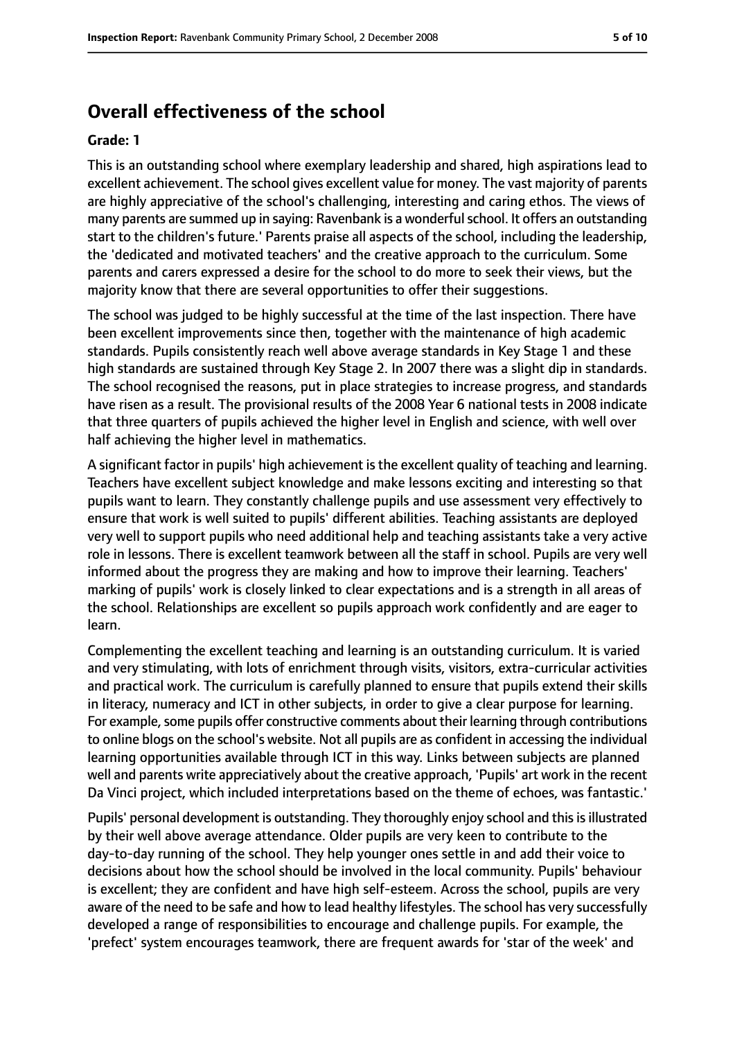## Overall effectiveness of the school

**Grade: 1**

This is an outstanding school where exemplary leadership and shared, high aspirations lead to excellent achievement. The school gives excellent value for money. The vast majority of parents are highly appreciative of the school's challenging, interesting and caring ethos. The views of many parents are summed up in saying: Ravenbank is a wonderful school. It offers an outstanding start to the children's future.' Parents praise all aspects of the school, including the leadership, the 'dedicated and motivated teachers' and the creative approach to the curriculum. Some parents and carers expressed a desire for the school to do more to seek their views, but the majority know that there are several opportunities to offer their suggestions.

The school was judged to be highly successful at the time of the last inspection. There have been excellent improvements since then, together with the maintenance of high academic standards. Pupils consistently reach well above average standards in Key Stage 1 and these high standards are sustained through Key Stage 2. In 2007 there was a slight dip in standards. The school recognised the reasons, put in place strategies to increase progress, and standards have risen as a result. The provisional results of the 2008 Year 6 national tests in 2008 indicate that three quarters of pupils achieved the higher level in English and science, with well over half achieving the higher level in mathematics.

A significant factor in pupils' high achievement is the excellent quality of teaching and learning. Teachers have excellent subject knowledge and make lessons exciting and interesting so that pupils want to learn. They constantly challenge pupils and use assessment very effectively to ensure that work is well suited to pupils' different abilities. Teaching assistants are deployed very well to support pupils who need additional help and teaching assistants take a very active role in lessons. There is excellent teamwork between all the staff in school. Pupils are very well informed about the progress they are making and how to improve their learning. Teachers' marking of pupils' work is closely linked to clear expectations and is a strength in all areas of the school. Relationships are excellent so pupils approach work confidently and are eager to learn.

Complementing the excellent teaching and learning is an outstanding curriculum. It is varied and very stimulating, with lots of enrichment through visits, visitors, extra-curricular activities and practical work. The curriculum is carefully planned to ensure that pupils extend their skills in literacy, numeracy and ICT in other subjects, in order to give a clear purpose for learning. For example, some pupils offer constructive comments about their learning through contributions to online blogs on the school's website. Not all pupils are as confident in accessing the individual learning opportunities available through ICT in this way. Links between subjects are planned well and parents write appreciatively about the creative approach, 'Pupils' art work in the recent Da Vinci project, which included interpretations based on the theme of echoes, was fantastic.'

Pupils' personal development is outstanding. They thoroughly enjoy school and this is illustrated by their well above average attendance. Older pupils are very keen to contribute to the day-to-day running of the school. They help younger ones settle in and add their voice to decisions about how the school should be involved in the local community. Pupils' behaviour is excellent; they are confident and have high self-esteem. Across the school, pupils are very aware of the need to be safe and how to lead healthy lifestyles. The school has very successfully developed a range of responsibilities to encourage and challenge pupils. For example, the 'prefect' system encourages teamwork, there are frequent awards for 'star of the week' and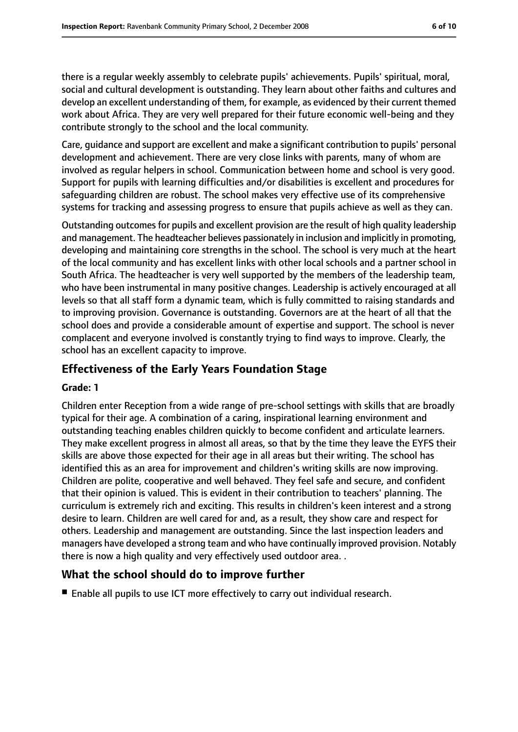there is a regular weekly assembly to celebrate pupils' achievements. Pupils' spiritual, moral, social and cultural development is outstanding. They learn about other faiths and cultures and develop an excellent understanding of them, for example, as evidenced by their current themed work about Africa. They are very well prepared for their future economic well-being and they contribute strongly to the school and the local community.

Care, guidance and support are excellent and make a significant contribution to pupils' personal development and achievement. There are very close links with parents, many of whom are involved as regular helpers in school. Communication between home and school is very good. Support for pupils with learning difficulties and/or disabilities is excellent and procedures for safeguarding children are robust. The school makes very effective use of its comprehensive systems for tracking and assessing progress to ensure that pupils achieve as well as they can.

Outstanding outcomes for pupils and excellent provision are the result of high quality leadership and management. The headteacher believes passionately in inclusion and implicitly in promoting, developing and maintaining core strengths in the school. The school is very much at the heart of the local community and has excellent links with other local schools and a partner school in South Africa. The headteacher is very well supported by the members of the leadership team, who have been instrumental in many positive changes. Leadership is actively encouraged at all levels so that all staff form a dynamic team, which is fully committed to raising standards and to improving provision. Governance is outstanding. Governors are at the heart of all that the school does and provide a considerable amount of expertise and support. The school is never complacent and everyone involved is constantly trying to find ways to improve. Clearly, the school has an excellent capacity to improve.

## Effectiveness of the Early Years Foundation Stage

**Grade: 1**

Children enter Reception from a wide range of pre-school settings with skills that are broadly typical for their age. A combination of a caring, inspirational learning environment and outstanding teaching enables children quickly to become confident and articulate learners. They make excellent progress in almost all areas, so that by the time they leave the EYFS their skills are above those expected for their age in all areas but their writing. The school has identified this as an area for improvement and children's writing skills are now improving. Children are polite, cooperative and well behaved. They feel safe and secure, and confident that their opinion is valued. This is evident in their contribution to teachers' planning. The curriculum is extremely rich and exciting. This results in children's keen interest and a strong desire to learn. Children are well cared for and, as a result, they show care and respect for others. Leadership and management are outstanding. Since the last inspection leaders and managers have developed a strong team and who have continually improved provision. Notably there is now a high quality and very effectively used outdoor area. .

## What the school should do to improve further

- Enable all pupils to use ICT more effectively to carry out individual research.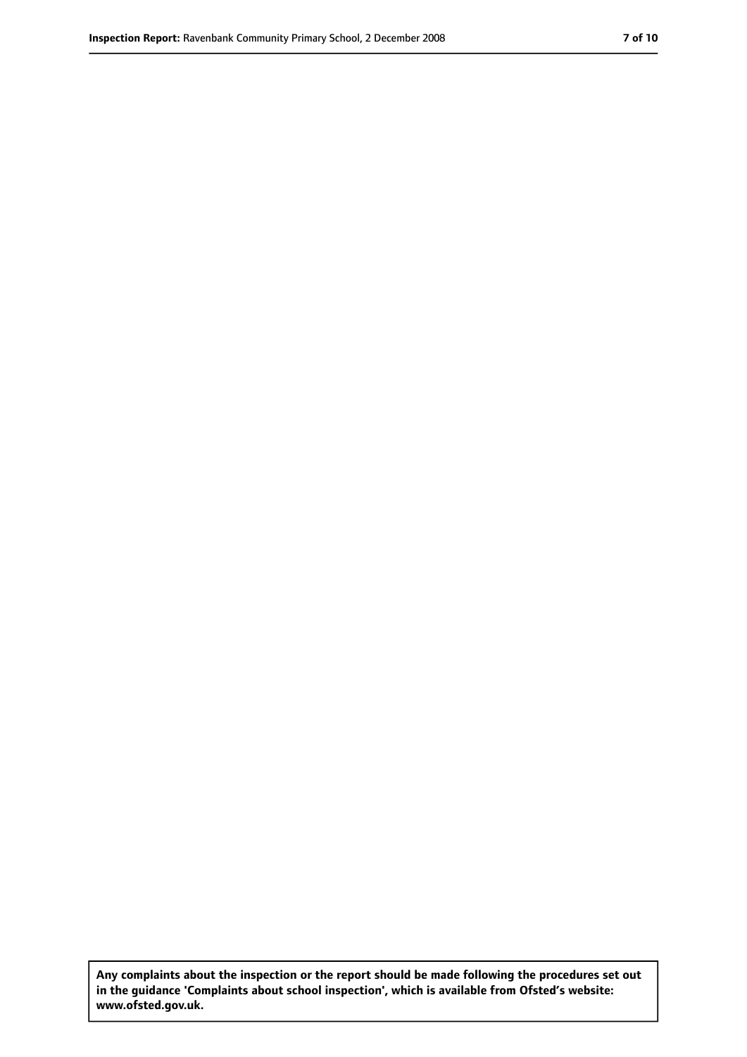**Any complaints about the inspection or the report should be made following the procedures set out in the guidance 'Complaints about school inspection', which is available from Ofsted's website: www.ofsted.gov.uk.**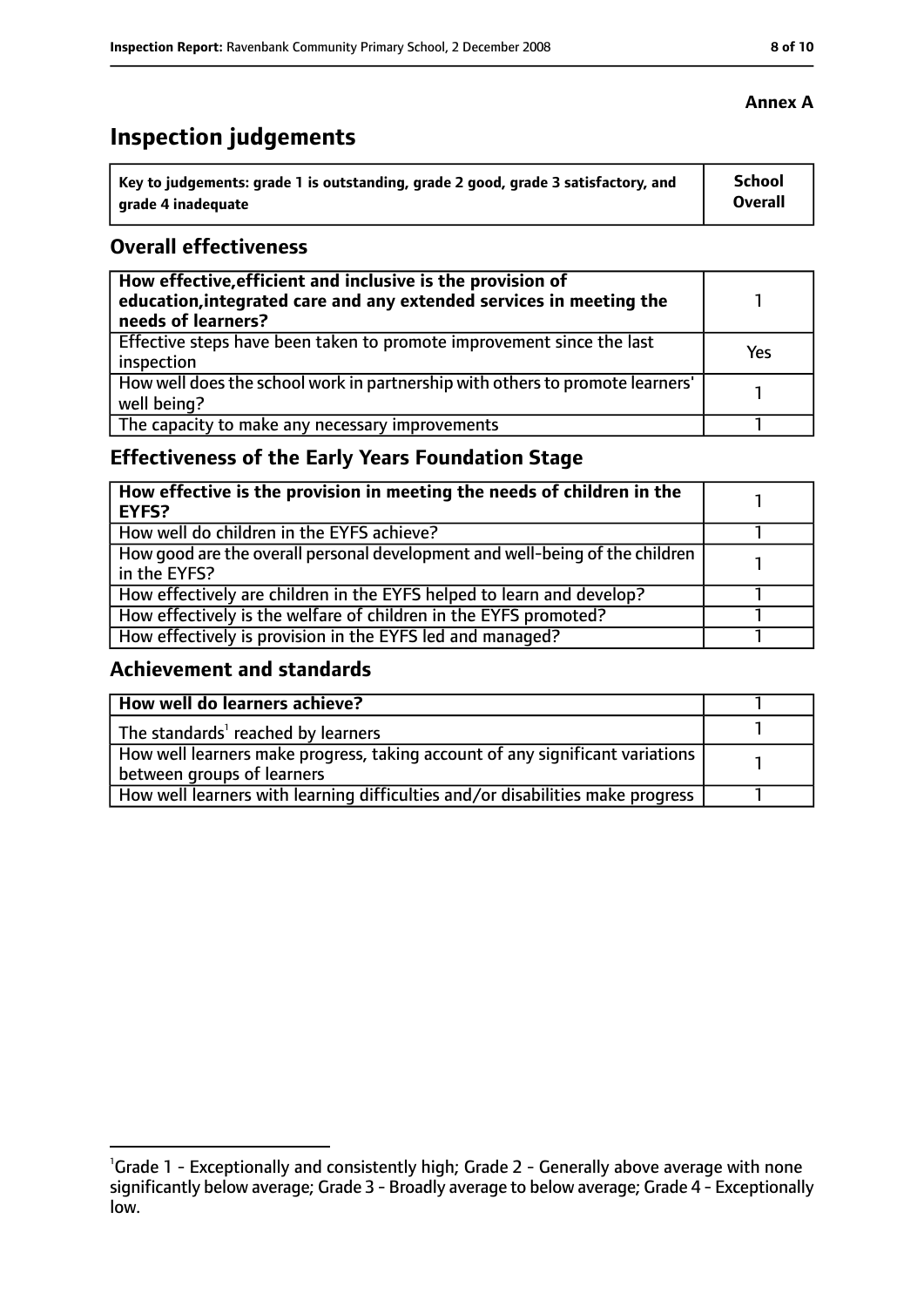Annex A

# Inspection judgements

| Key to judgements: grade 1 is outstanding, grade 2 good, grade 3 satisfactory, and grade 4 inadequate | School Overall |
|---|---|

## Overall effectiveness

| | |
|---|---|
| **How effective, efficient and inclusive is the provision of education, integrated care and any extended services in meeting the needs of learners?** | 1 |
| Effective steps have been taken to promote improvement since the last inspection | Yes |
| How well does the school work in partnership with others to promote learners' well being? | 1 |
| The capacity to make any necessary improvements | 1 |

## Effectiveness of the Early Years Foundation Stage

| | |
|---|---|
| **How effective is the provision in meeting the needs of children in the EYFS?** | 1 |
| How well do children in the EYFS achieve? | 1 |
| How good are the overall personal development and well-being of the children in the EYFS? | 1 |
| How effectively are children in the EYFS helped to learn and develop? | 1 |
| How effectively is the welfare of children in the EYFS promoted? | 1 |
| How effectively is provision in the EYFS led and managed? | 1 |

## Achievement and standards

| | |
|---|---|
| **How well do learners achieve?** | 1 |
| The standards[1] reached by learners | 1 |
| How well learners make progress, taking account of any significant variations between groups of learners | 1 |
| How well learners with learning difficulties and/or disabilities make progress | 1 |

[1]Grade 1 - Exceptionally and consistently high; Grade 2 - Generally above average with none significantly below average; Grade 3 - Broadly average to below average; Grade 4 - Exceptionally low.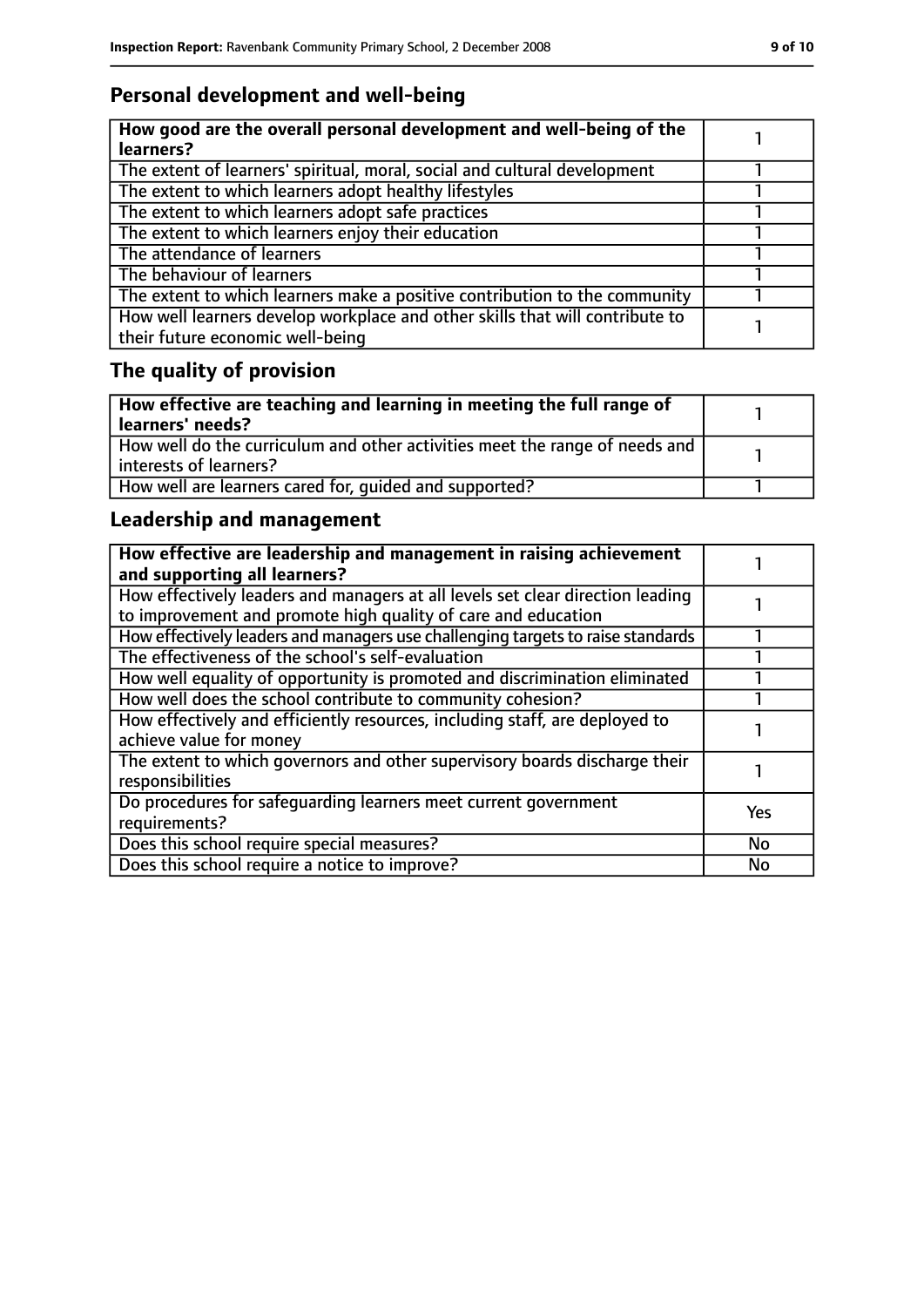## Personal development and well-being

| **How good are the overall personal development and well-being of the learners?** | 1 |
|---|---|
| The extent of learners' spiritual, moral, social and cultural development | 1 |
| The extent to which learners adopt healthy lifestyles | 1 |
| The extent to which learners adopt safe practices | 1 |
| The extent to which learners enjoy their education | 1 |
| The attendance of learners | 1 |
| The behaviour of learners | 1 |
| The extent to which learners make a positive contribution to the community | 1 |
| How well learners develop workplace and other skills that will contribute to their future economic well-being | 1 |

## The quality of provision

| **How effective are teaching and learning in meeting the full range of learners' needs?** | 1 |
|---|---|
| How well do the curriculum and other activities meet the range of needs and interests of learners? | 1 |
| How well are learners cared for, guided and supported? | 1 |

## Leadership and management

| **How effective are leadership and management in raising achievement and supporting all learners?** | 1 |
|---|---|
| How effectively leaders and managers at all levels set clear direction leading to improvement and promote high quality of care and education | 1 |
| How effectively leaders and managers use challenging targets to raise standards | 1 |
| The effectiveness of the school's self-evaluation | 1 |
| How well equality of opportunity is promoted and discrimination eliminated | 1 |
| How well does the school contribute to community cohesion? | 1 |
| How effectively and efficiently resources, including staff, are deployed to achieve value for money | 1 |
| The extent to which governors and other supervisory boards discharge their responsibilities | 1 |
| Do procedures for safeguarding learners meet current government requirements? | Yes |
| Does this school require special measures? | No |
| Does this school require a notice to improve? | No |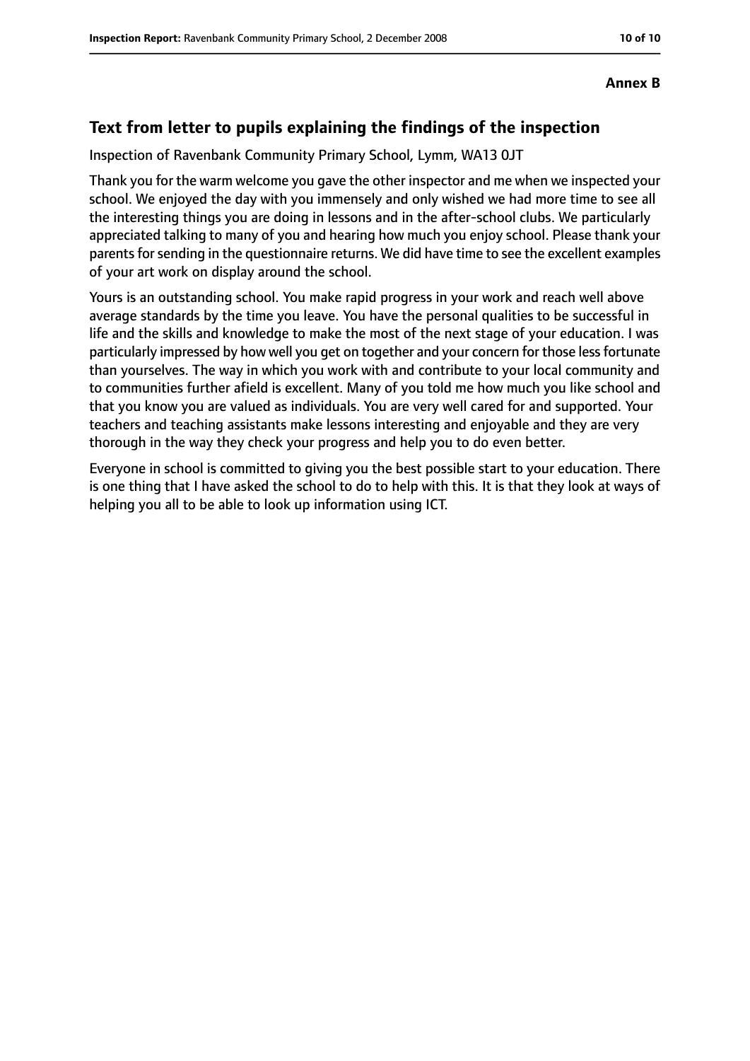**Annex B**

## Text from letter to pupils explaining the findings of the inspection

Inspection of Ravenbank Community Primary School, Lymm, WA13 0JT

Thank you for the warm welcome you gave the other inspector and me when we inspected your school. We enjoyed the day with you immensely and only wished we had more time to see all the interesting things you are doing in lessons and in the after-school clubs. We particularly appreciated talking to many of you and hearing how much you enjoy school. Please thank your parents for sending in the questionnaire returns. We did have time to see the excellent examples of your art work on display around the school.

Yours is an outstanding school. You make rapid progress in your work and reach well above average standards by the time you leave. You have the personal qualities to be successful in life and the skills and knowledge to make the most of the next stage of your education. I was particularly impressed by how well you get on together and your concern for those less fortunate than yourselves. The way in which you work with and contribute to your local community and to communities further afield is excellent. Many of you told me how much you like school and that you know you are valued as individuals. You are very well cared for and supported. Your teachers and teaching assistants make lessons interesting and enjoyable and they are very thorough in the way they check your progress and help you to do even better.

Everyone in school is committed to giving you the best possible start to your education. There is one thing that I have asked the school to do to help with this. It is that they look at ways of helping you all to be able to look up information using ICT.